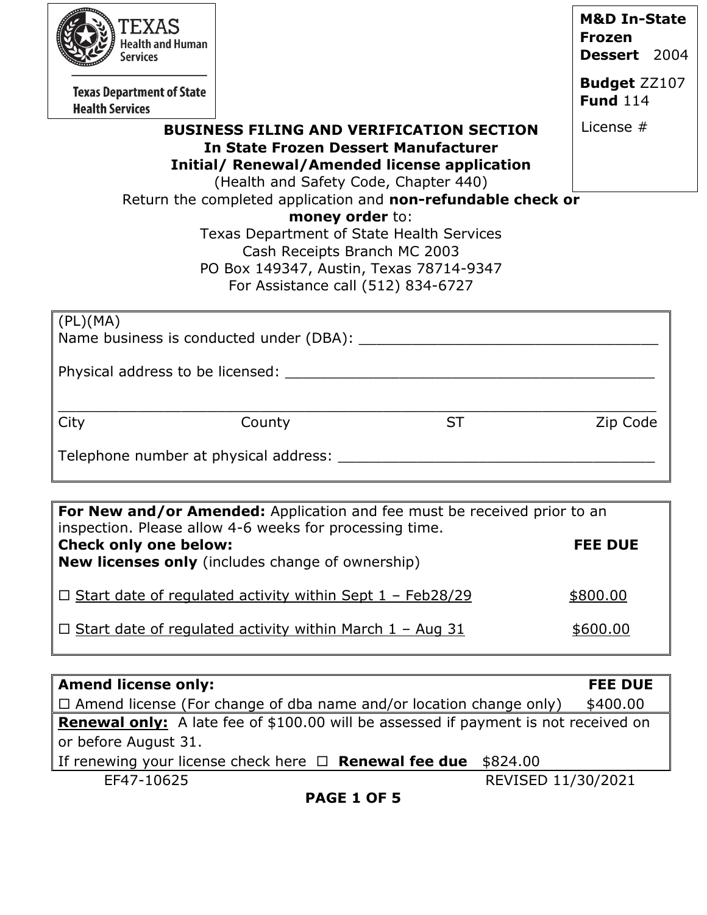TEXAS Health and Human Services

Texas Department of State Health Services

**M&D In-State Frozen Dessert** 2004

**Budget** ZZ107
**Fund** 114

License #

## BUSINESS FILING AND VERIFICATION SECTION
### In State Frozen Dessert Manufacturer
### Initial/ Renewal/Amended license application

(Health and Safety Code, Chapter 440)

Return the completed application and **non-refundable check or money order** to:

Texas Department of State Health Services
Cash Receipts Branch MC 2003
PO Box 149347, Austin, Texas 78714-9347
For Assistance call (512) 834-6727

---

(PL)(MA)

Name business is conducted under (DBA): ___________________________________

Physical address to be licensed: ____________________________________________

_______________________________________________________________

City | County | ST | Zip Code

Telephone number at physical address: ______________________________________

---

**For New and/or Amended:** Application and fee must be received prior to an inspection. Please allow 4-6 weeks for processing time.

| **Check only one below:** **New licenses only** (includes change of ownership) | **FEE DUE** |
|---|---|
| ☐ Start date of regulated activity within Sept 1 – Feb28/29 | $800.00 |
| ☐ Start date of regulated activity within March 1 – Aug 31 | $600.00 |

---

| **Amend license only:** | **FEE DUE** |
|---|---|
| ☐ Amend license (For change of dba name and/or location change only) | $400.00 |

**Renewal only:** A late fee of $100.00 will be assessed if payment is not received on or before August 31.

If renewing your license check here ☐ **Renewal fee due** $824.00

EF47-10625 REVISED 11/30/2021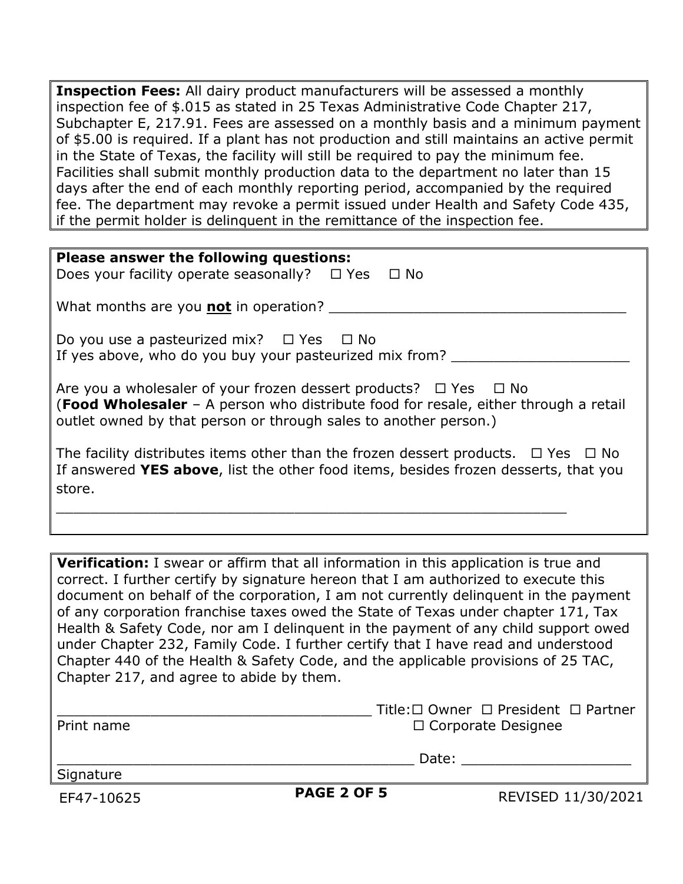**Inspection Fees:** All dairy product manufacturers will be assessed a monthly inspection fee of $.015 as stated in 25 Texas Administrative Code Chapter 217, Subchapter E, 217.91. Fees are assessed on a monthly basis and a minimum payment of $5.00 is required. If a plant has not production and still maintains an active permit in the State of Texas, the facility will still be required to pay the minimum fee. Facilities shall submit monthly production data to the department no later than 15 days after the end of each monthly reporting period, accompanied by the required fee. The department may revoke a permit issued under Health and Safety Code 435, if the permit holder is delinquent in the remittance of the inspection fee.

**Please answer the following questions:**

Does your facility operate seasonally? ☐ Yes ☐ No

What months are you **not** in operation? ___________________________________

Do you use a pasteurized mix? ☐ Yes ☐ No

If yes above, who do you buy your pasteurized mix from? _____________________

Are you a wholesaler of your frozen dessert products? ☐ Yes ☐ No

(**Food Wholesaler** – A person who distribute food for resale, either through a retail outlet owned by that person or through sales to another person.)

The facility distributes items other than the frozen dessert products. ☐ Yes ☐ No

If answered **YES above**, list the other food items, besides frozen desserts, that you store.

____________________________________________________________

**Verification:** I swear or affirm that all information in this application is true and correct. I further certify by signature hereon that I am authorized to execute this document on behalf of the corporation, I am not currently delinquent in the payment of any corporation franchise taxes owed the State of Texas under chapter 171, Tax Health & Safety Code, nor am I delinquent in the payment of any child support owed under Chapter 232, Family Code. I further certify that I have read and understood Chapter 440 of the Health & Safety Code, and the applicable provisions of 25 TAC, Chapter 217, and agree to abide by them.

_____________________________________ Title: ☐ Owner ☐ President ☐ Partner ☐ Corporate Designee

Print name

_________________________________________ Date: ____________________

Signature

EF47-10625 REVISED 11/30/2021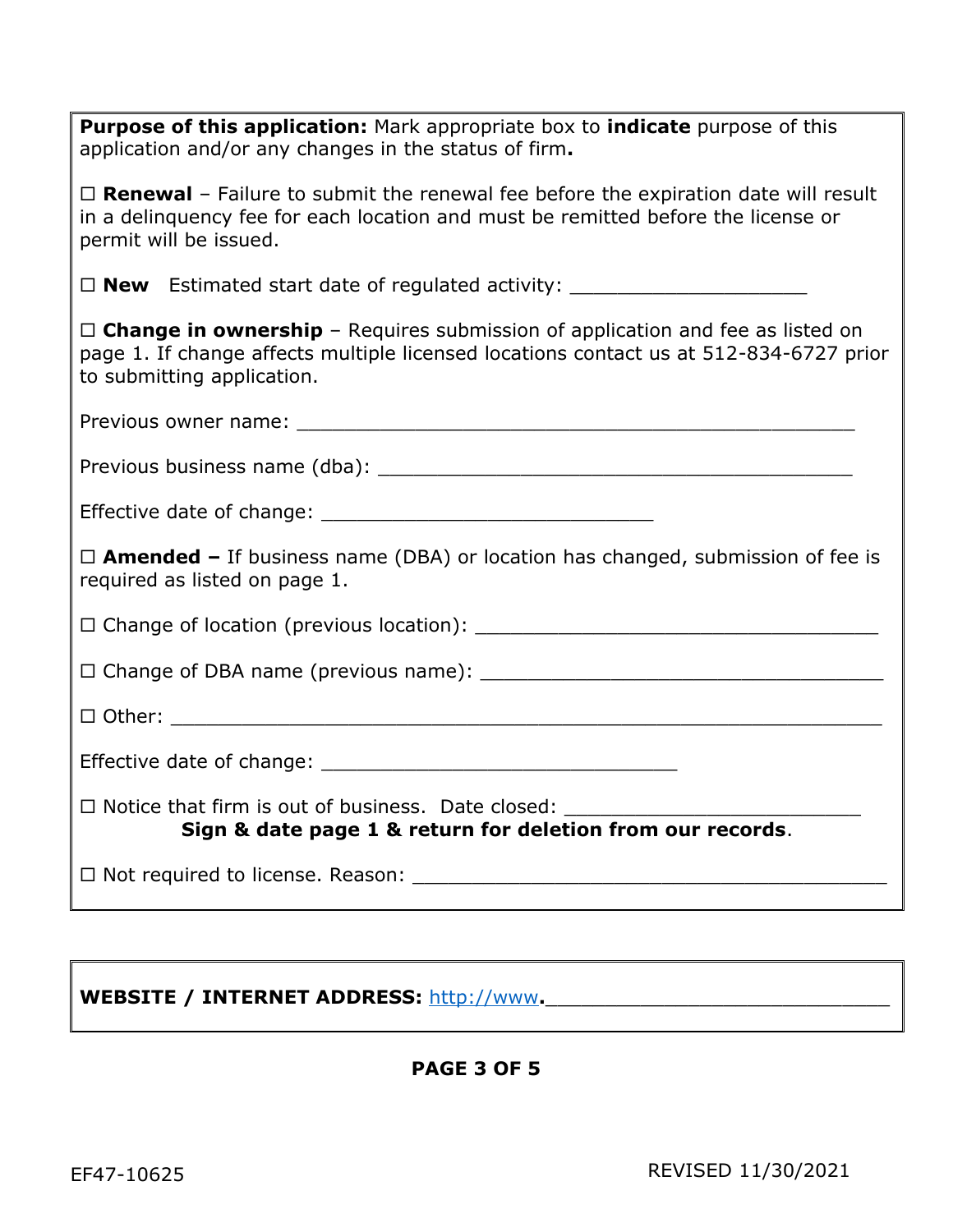**Purpose of this application:** Mark appropriate box to **indicate** purpose of this application and/or any changes in the status of firm**.**

☐ **Renewal** – Failure to submit the renewal fee before the expiration date will result in a delinquency fee for each location and must be remitted before the license or permit will be issued.

☐ **New** Estimated start date of regulated activity: ____________________

☐ **Change in ownership** – Requires submission of application and fee as listed on page 1. If change affects multiple licensed locations contact us at 512-834-6727 prior to submitting application.

Previous owner name: ________________________________________________

Previous business name (dba): __________________________________________

Effective date of change: _____________________________

☐ **Amended –** If business name (DBA) or location has changed, submission of fee is required as listed on page 1.

☐ Change of location (previous location): ___________________________________

☐ Change of DBA name (previous name): ___________________________________

☐ Other: ______________________________________________________________

Effective date of change: _______________________________

☐ Notice that firm is out of business. Date closed: __________________________

**Sign & date page 1 & return for deletion from our records**.

☐ Not required to license. Reason: _________________________________________

**WEBSITE / INTERNET ADDRESS:** http://www**.**_____________________________

EF47-10625

REVISED 11/30/2021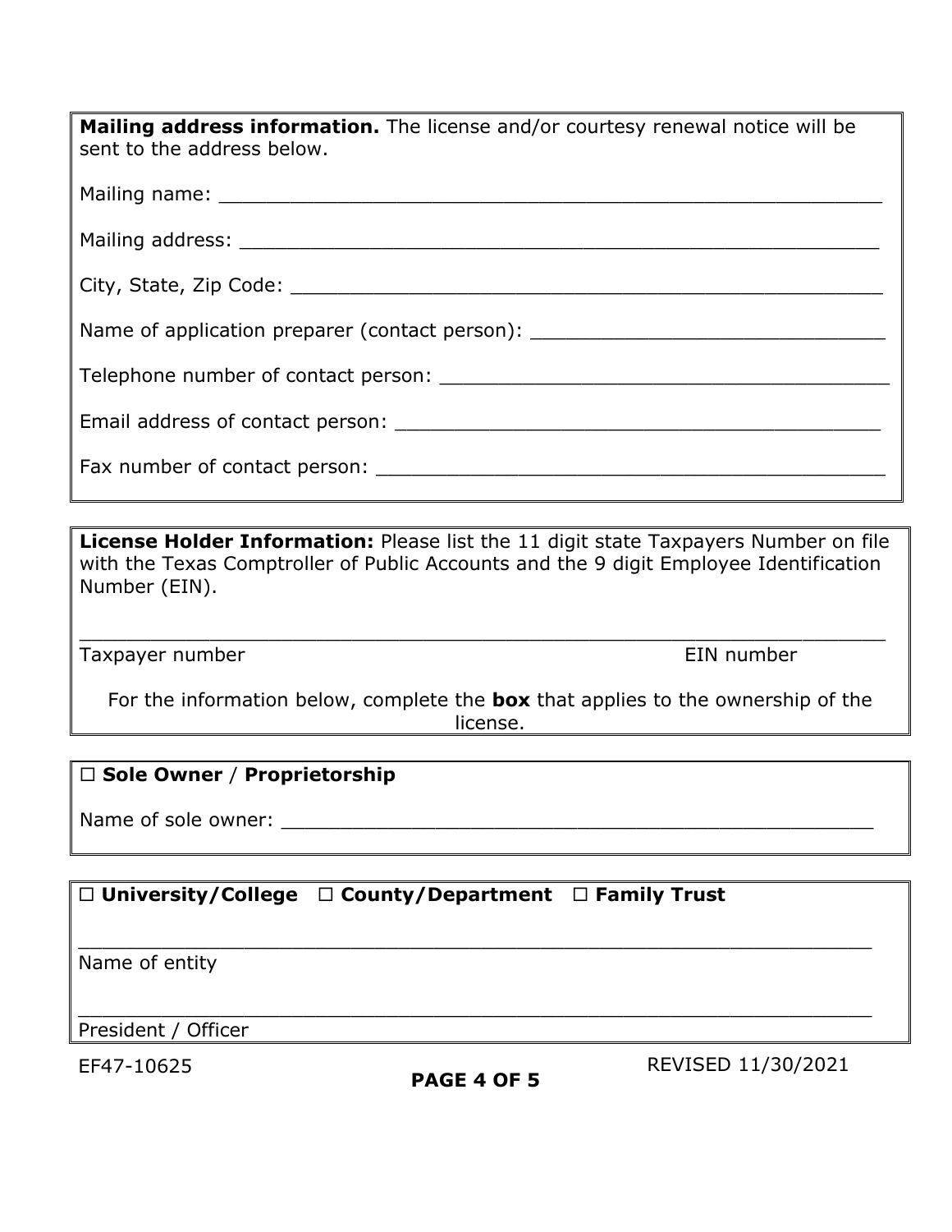**Mailing address information.** The license and/or courtesy renewal notice will be sent to the address below.

Mailing name: ______________________________________________________

Mailing address: ____________________________________________________

City, State, Zip Code: _______________________________________________

Name of application preparer (contact person): ___________________________

Telephone number of contact person: __________________________________

Email address of contact person: _____________________________________

Fax number of contact person: _______________________________________

**License Holder Information:** Please list the 11 digit state Taxpayers Number on file with the Texas Comptroller of Public Accounts and the 9 digit Employee Identification Number (EIN).

______________________________________________________________________

Taxpayer number                                                                                    EIN number

For the information below, complete the **box** that applies to the ownership of the license.

☐ **Sole Owner** / **Proprietorship**

Name of sole owner: ___________________________________________________

☐ **University/College** ☐ **County/Department** ☐ **Family Trust**

______________________________________________________________________

Name of entity

______________________________________________________________________

President / Officer

EF47-10625

REVISED 11/30/2021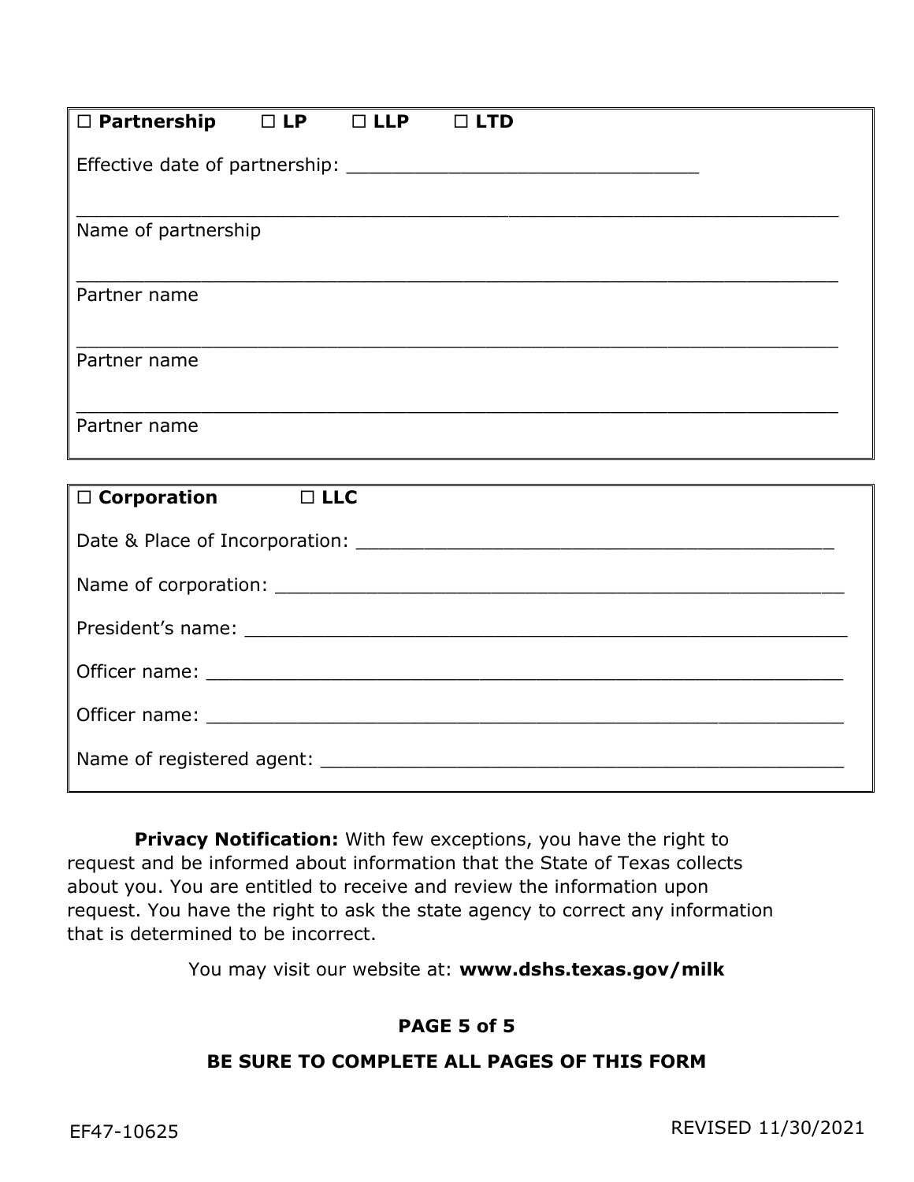☐ **Partnership** ☐ **LP** ☐ **LLP** ☐ **LTD**

Effective date of partnership: ______________________________

______________________________________________________________
Name of partnership

______________________________________________________________
Partner name

______________________________________________________________
Partner name

______________________________________________________________
Partner name

☐ **Corporation** ☐ **LLC**

Date & Place of Incorporation: ________________________________________

Name of corporation: ______________________________________________

President's name: ________________________________________________

Officer name: ___________________________________________________

Officer name: ___________________________________________________

Name of registered agent: __________________________________________

**Privacy Notification:** With few exceptions, you have the right to request and be informed about information that the State of Texas collects about you. You are entitled to receive and review the information upon request. You have the right to ask the state agency to correct any information that is determined to be incorrect.

You may visit our website at: **www.dshs.texas.gov/milk**

**BE SURE TO COMPLETE ALL PAGES OF THIS FORM**

EF47-10625 REVISED 11/30/2021